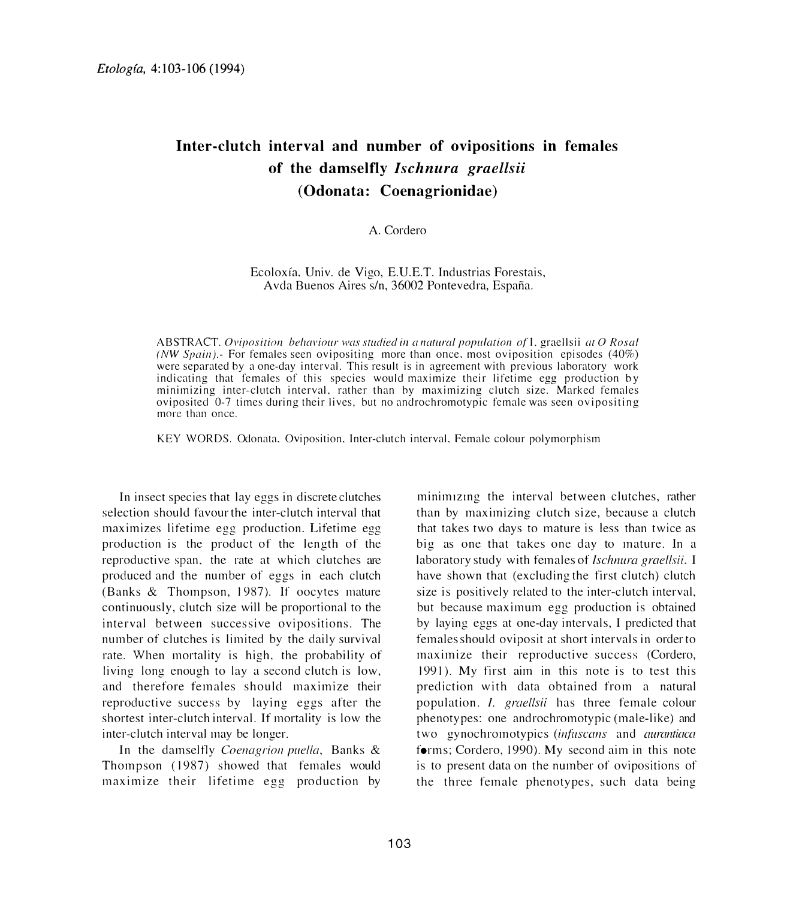# Inter-clutch interval and number of ovipositions in females of the damselfly *Ischnura graellsii* (Odonata: Coenagrionidae)

A. Cordero

Ecoloxía, Univ. de Vigo, E.U.E.T. Industrias Forestais,
Avda Buenos Aires s/n, 36002 Pontevedra, España.

ABSTRACT. *Oviposition behaviour was studied in a natural population of* I. graellsii *at O Rosal (NW Spain).*- For females seen ovipositing more than once, most oviposition episodes (40%) were separated by a one-day interval. This result is in agreement with previous laboratory work indicating that females of this species would maximize their lifetime egg production by minimizing inter-clutch interval, rather than by maximizing clutch size. Marked females oviposited 0-7 times during their lives, but no androchromotypic female was seen ovipositing more than once.

KEY WORDS. Odonata, Oviposition, Inter-clutch interval, Female colour polymorphism

In insect species that lay eggs in discrete clutches selection should favour the inter-clutch interval that maximizes lifetime egg production. Lifetime egg production is the product of the length of the reproductive span, the rate at which clutches are produced and the number of eggs in each clutch (Banks & Thompson, 1987). If oocytes mature continuously, clutch size will be proportional to the interval between successive ovipositions. The number of clutches is limited by the daily survival rate. When mortality is high, the probability of living long enough to lay a second clutch is low, and therefore females should maximize their reproductive success by laying eggs after the shortest inter-clutch interval. If mortality is low the inter-clutch interval may be longer.

In the damselfly *Coenagrion puella*, Banks & Thompson (1987) showed that females would maximize their lifetime egg production by minimizing the interval between clutches, rather than by maximizing clutch size, because a clutch that takes two days to mature is less than twice as big as one that takes one day to mature. In a laboratory study with females of *Ischnura graellsii*, I have shown that (excluding the first clutch) clutch size is positively related to the inter-clutch interval, but because maximum egg production is obtained by laying eggs at one-day intervals, I predicted that females should oviposit at short intervals in order to maximize their reproductive success (Cordero, 1991). My first aim in this note is to test this prediction with data obtained from a natural population. *I. graellsii* has three female colour phenotypes: one androchromotypic (male-like) and two gynochromotypics (*infuscans* and *aurantiaca* forms; Cordero, 1990). My second aim in this note is to present data on the number of ovipositions of the three female phenotypes, such data being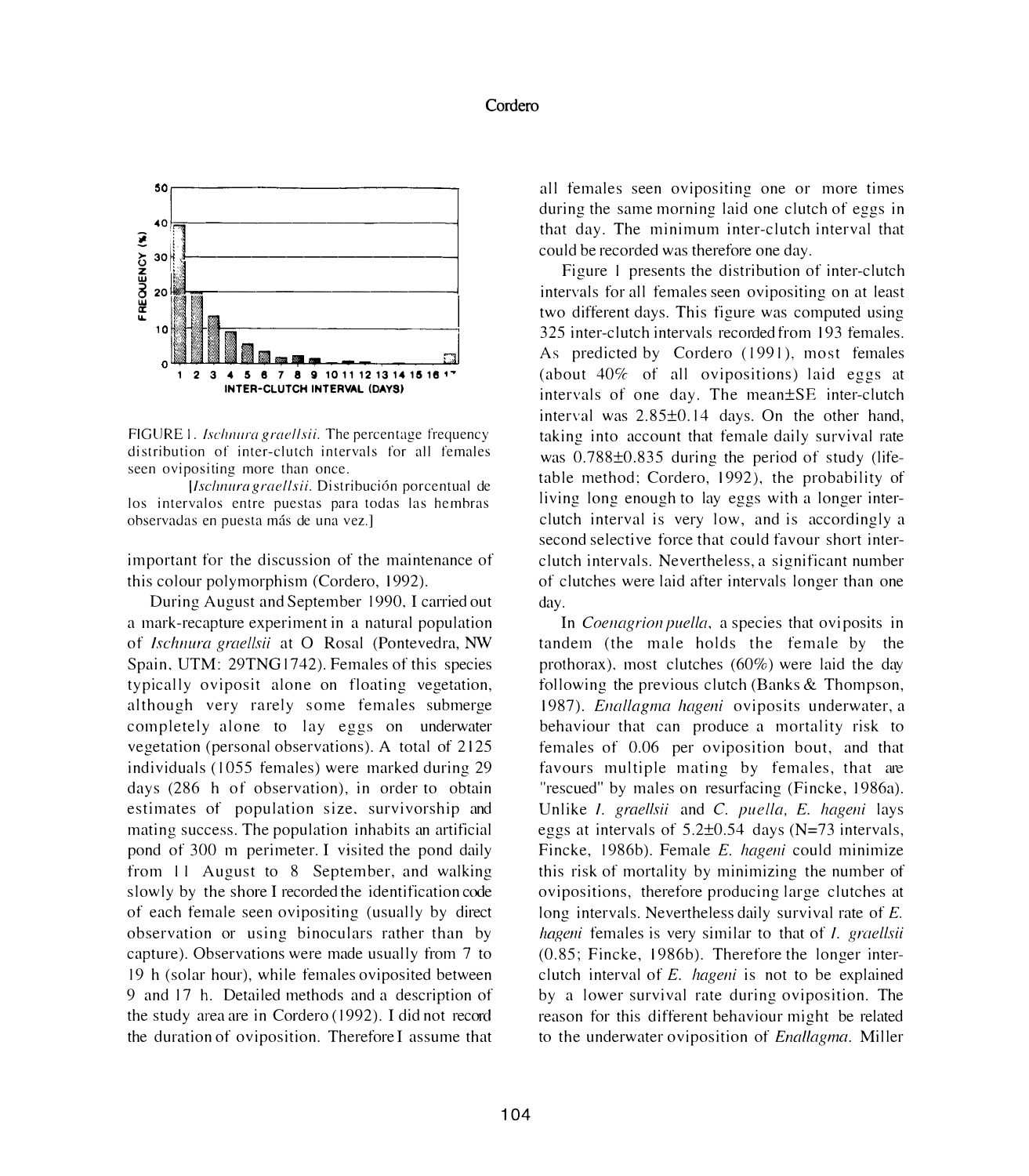FIGURE 1. *Ischnura graellsii*. The percentage frequency distribution of inter-clutch intervals for all females seen ovipositing more than once.

[*Ischnura graellsii*. Distribución porcentual de los intervalos entre puestas para todas las hembras observadas en puesta más de una vez.]

important for the discussion of the maintenance of this colour polymorphism (Cordero, 1992).

During August and September 1990, I carried out a mark-recapture experiment in a natural population of *Ischnura graellsii* at O Rosal (Pontevedra, NW Spain, UTM: 29TNG1742). Females of this species typically oviposit alone on floating vegetation, although very rarely some females submerge completely alone to lay eggs on underwater vegetation (personal observations). A total of 2125 individuals (1055 females) were marked during 29 days (286 h of observation), in order to obtain estimates of population size, survivorship and mating success. The population inhabits an artificial pond of 300 m perimeter. I visited the pond daily from 11 August to 8 September, and walking slowly by the shore I recorded the identification code of each female seen ovipositing (usually by direct observation or using binoculars rather than by capture). Observations were made usually from 7 to 19 h (solar hour), while females oviposited between 9 and 17 h. Detailed methods and a description of the study area are in Cordero (1992). I did not record the duration of oviposition. Therefore I assume that all females seen ovipositing one or more times during the same morning laid one clutch of eggs in that day. The minimum inter-clutch interval that could be recorded was therefore one day.

Figure 1 presents the distribution of inter-clutch intervals for all females seen ovipositing on at least two different days. This figure was computed using 325 inter-clutch intervals recorded from 193 females. As predicted by Cordero (1991), most females (about 40% of all ovipositions) laid eggs at intervals of one day. The mean±SE inter-clutch interval was 2.85±0.14 days. On the other hand, taking into account that female daily survival rate was 0.788±0.835 during the period of study (life-table method; Cordero, 1992), the probability of living long enough to lay eggs with a longer inter-clutch interval is very low, and is accordingly a second selective force that could favour short inter-clutch intervals. Nevertheless, a significant number of clutches were laid after intervals longer than one day.

In *Coenagrion puella*, a species that oviposits in tandem (the male holds the female by the prothorax), most clutches (60%) were laid the day following the previous clutch (Banks & Thompson, 1987). *Enallagma hageni* oviposits underwater, a behaviour that can produce a mortality risk to females of 0.06 per oviposition bout, and that favours multiple mating by females, that are "rescued" by males on resurfacing (Fincke, 1986a). Unlike *I. graellsii* and *C. puella*, *E. hageni* lays eggs at intervals of 5.2±0.54 days (N=73 intervals, Fincke, 1986b). Female *E. hageni* could minimize this risk of mortality by minimizing the number of ovipositions, therefore producing large clutches at long intervals. Nevertheless daily survival rate of *E. hageni* females is very similar to that of *I. graellsii* (0.85; Fincke, 1986b). Therefore the longer inter-clutch interval of *E. hageni* is not to be explained by a lower survival rate during oviposition. The reason for this different behaviour might be related to the underwater oviposition of *Enallagma*. Miller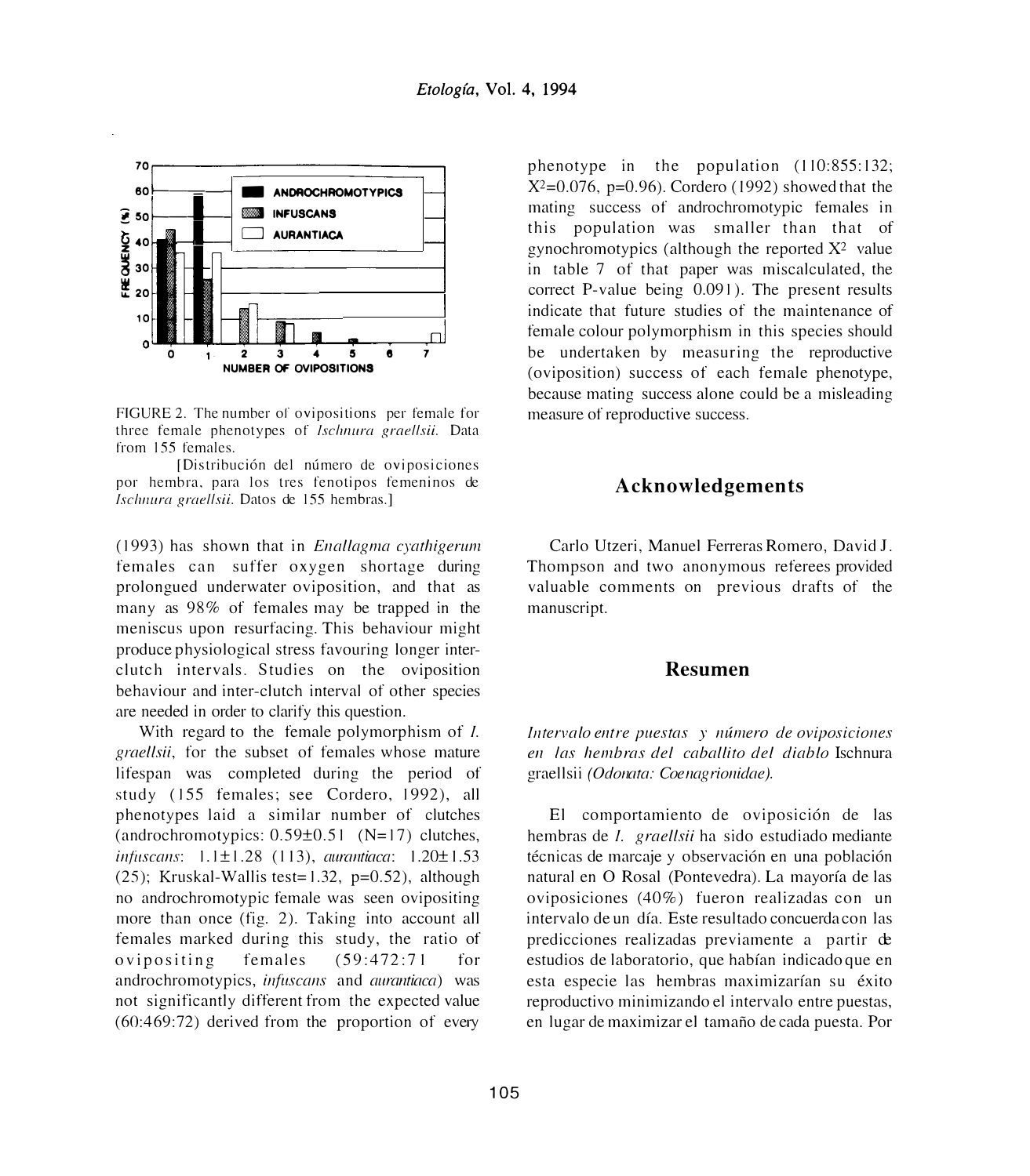FIGURE 2. The number of ovipositions per female for three female phenotypes of *Ischnura graellsii*. Data from 155 females.

[Distribución del número de oviposiciones por hembra, para los tres fenotipos femeninos de *Ischnura graellsii*. Datos de 155 hembras.]

(1993) has shown that in *Enallagma cyathigerum* females can suffer oxygen shortage during prolongued underwater oviposition, and that as many as 98% of females may be trapped in the meniscus upon resurfacing. This behaviour might produce physiological stress favouring longer inter-clutch intervals. Studies on the oviposition behaviour and inter-clutch interval of other species are needed in order to clarify this question.

With regard to the female polymorphism of *I. graellsii*, for the subset of females whose mature lifespan was completed during the period of study (155 females; see Cordero, 1992), all phenotypes laid a similar number of clutches (androchromotypics: 0.59±0.51 (N=17) clutches, *infuscans*: 1.1±1.28 (113), *aurantiaca*: 1.20±1.53 (25); Kruskal-Wallis test=1.32, p=0.52), although no androchromotypic female was seen ovipositing more than once (fig. 2). Taking into account all females marked during this study, the ratio of ovipositing females (59:472:71 for androchromotypics, *infuscans* and *aurantiaca*) was not significantly different from the expected value (60:469:72) derived from the proportion of every phenotype in the population (110:855:132; $X^2$=0.076, p=0.96). Cordero (1992) showed that the mating success of androchromotypic females in this population was smaller than that of gynochromotypics (although the reported $X^2$ value in table 7 of that paper was miscalculated, the correct P-value being 0.091). The present results indicate that future studies of the maintenance of female colour polymorphism in this species should be undertaken by measuring the reproductive (oviposition) success of each female phenotype, because mating success alone could be a misleading measure of reproductive success.

## Acknowledgements

Carlo Utzeri, Manuel Ferreras Romero, David J. Thompson and two anonymous referees provided valuable comments on previous drafts of the manuscript.

## Resumen

*Intervalo entre puestas y número de oviposiciones en las hembras del caballito del diablo* Ischnura graellsii *(Odonata: Coenagrionidae).*

El comportamiento de oviposición de las hembras de *I. graellsii* ha sido estudiado mediante técnicas de marcaje y observación en una población natural en O Rosal (Pontevedra). La mayoría de las oviposiciones (40%) fueron realizadas con un intervalo de un día. Este resultado concuerda con las predicciones realizadas previamente a partir de estudios de laboratorio, que habían indicado que en esta especie las hembras maximizarían su éxito reproductivo minimizando el intervalo entre puestas, en lugar de maximizar el tamaño de cada puesta. Por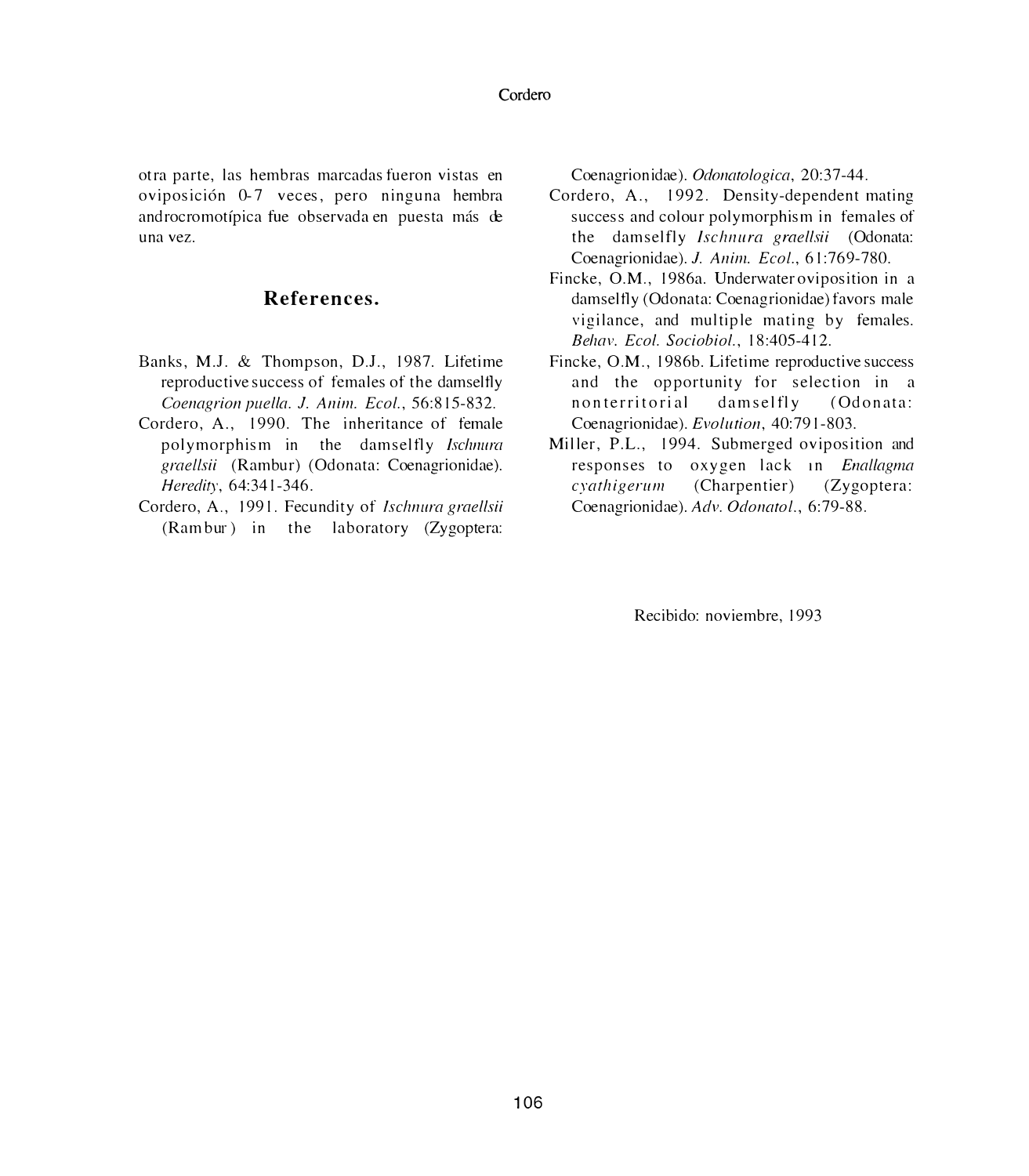otra parte, las hembras marcadas fueron vistas en oviposición 0-7 veces, pero ninguna hembra androcromotípica fue observada en puesta más de una vez.

## References.

Banks, M.J. & Thompson, D.J., 1987. Lifetime reproductive success of females of the damselfly *Coenagrion puella*. *J. Anim. Ecol.*, 56:815-832.

Cordero, A., 1990. The inheritance of female polymorphism in the damselfly *Ischnura graellsii* (Rambur) (Odonata: Coenagrionidae). *Heredity*, 64:341-346.

Cordero, A., 1991. Fecundity of *Ischnura graellsii* (Rambur) in the laboratory (Zygoptera: Coenagrionidae). *Odonatologica*, 20:37-44.

Cordero, A., 1992. Density-dependent mating success and colour polymorphism in females of the damselfly *Ischnura graellsii* (Odonata: Coenagrionidae). *J. Anim. Ecol.*, 61:769-780.

Fincke, O.M., 1986a. Underwater oviposition in a damselfly (Odonata: Coenagrionidae) favors male vigilance, and multiple mating by females. *Behav. Ecol. Sociobiol.*, 18:405-412.

Fincke, O.M., 1986b. Lifetime reproductive success and the opportunity for selection in a nonterritorial damselfly (Odonata: Coenagrionidae). *Evolution*, 40:791-803.

Miller, P.L., 1994. Submerged oviposition and responses to oxygen lack in *Enallagma cyathigerum* (Charpentier) (Zygoptera: Coenagrionidae). *Adv. Odonatol.*, 6:79-88.

Recibido: noviembre, 1993